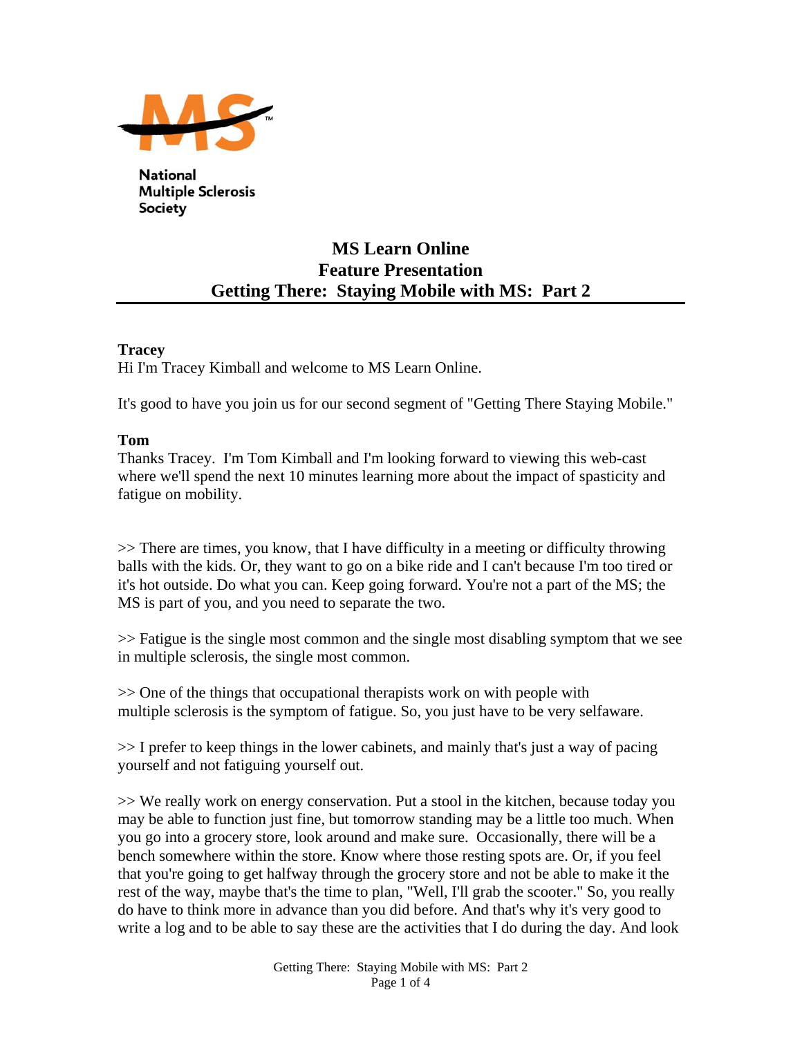National Multiple Sclerosis Society

# MS Learn Online
# Feature Presentation
# Getting There: Staying Mobile with MS: Part 2

**Tracey**
Hi I'm Tracey Kimball and welcome to MS Learn Online.

It's good to have you join us for our second segment of "Getting There Staying Mobile."

**Tom**
Thanks Tracey. I'm Tom Kimball and I'm looking forward to viewing this web-cast where we'll spend the next 10 minutes learning more about the impact of spasticity and fatigue on mobility.

>> There are times, you know, that I have difficulty in a meeting or difficulty throwing balls with the kids. Or, they want to go on a bike ride and I can't because I'm too tired or it's hot outside. Do what you can. Keep going forward. You're not a part of the MS; the MS is part of you, and you need to separate the two.

>> Fatigue is the single most common and the single most disabling symptom that we see in multiple sclerosis, the single most common.

>> One of the things that occupational therapists work on with people with multiple sclerosis is the symptom of fatigue. So, you just have to be very selfaware.

>> I prefer to keep things in the lower cabinets, and mainly that's just a way of pacing yourself and not fatiguing yourself out.

>> We really work on energy conservation. Put a stool in the kitchen, because today you may be able to function just fine, but tomorrow standing may be a little too much. When you go into a grocery store, look around and make sure. Occasionally, there will be a bench somewhere within the store. Know where those resting spots are. Or, if you feel that you're going to get halfway through the grocery store and not be able to make it the rest of the way, maybe that's the time to plan, "Well, I'll grab the scooter." So, you really do have to think more in advance than you did before. And that's why it's very good to write a log and to be able to say these are the activities that I do during the day. And look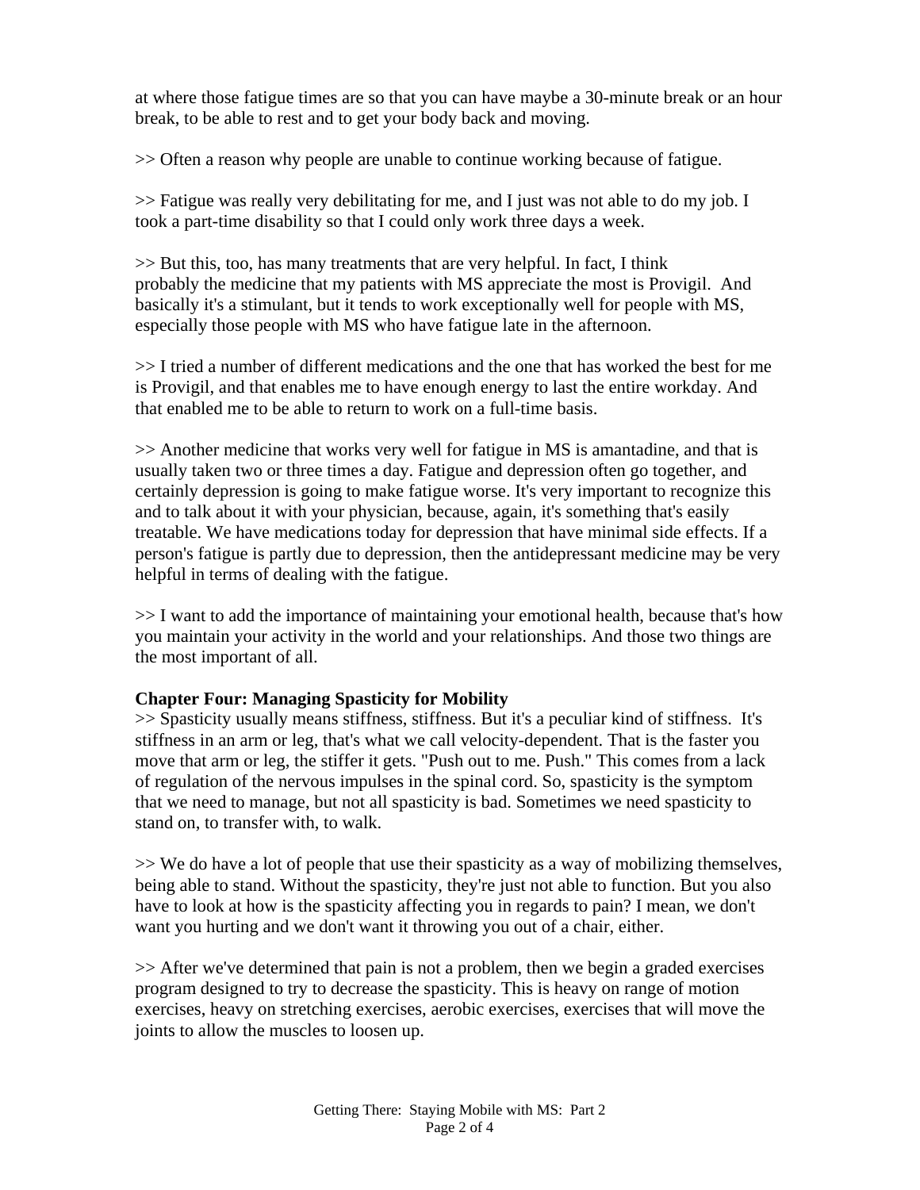at where those fatigue times are so that you can have maybe a 30-minute break or an hour break, to be able to rest and to get your body back and moving.

>> Often a reason why people are unable to continue working because of fatigue.

>> Fatigue was really very debilitating for me, and I just was not able to do my job. I took a part-time disability so that I could only work three days a week.

>> But this, too, has many treatments that are very helpful. In fact, I think probably the medicine that my patients with MS appreciate the most is Provigil. And basically it's a stimulant, but it tends to work exceptionally well for people with MS, especially those people with MS who have fatigue late in the afternoon.

>> I tried a number of different medications and the one that has worked the best for me is Provigil, and that enables me to have enough energy to last the entire workday. And that enabled me to be able to return to work on a full-time basis.

>> Another medicine that works very well for fatigue in MS is amantadine, and that is usually taken two or three times a day. Fatigue and depression often go together, and certainly depression is going to make fatigue worse. It's very important to recognize this and to talk about it with your physician, because, again, it's something that's easily treatable. We have medications today for depression that have minimal side effects. If a person's fatigue is partly due to depression, then the antidepressant medicine may be very helpful in terms of dealing with the fatigue.

>> I want to add the importance of maintaining your emotional health, because that's how you maintain your activity in the world and your relationships. And those two things are the most important of all.

**Chapter Four: Managing Spasticity for Mobility**

>> Spasticity usually means stiffness, stiffness. But it's a peculiar kind of stiffness. It's stiffness in an arm or leg, that's what we call velocity-dependent. That is the faster you move that arm or leg, the stiffer it gets. "Push out to me. Push." This comes from a lack of regulation of the nervous impulses in the spinal cord. So, spasticity is the symptom that we need to manage, but not all spasticity is bad. Sometimes we need spasticity to stand on, to transfer with, to walk.

>> We do have a lot of people that use their spasticity as a way of mobilizing themselves, being able to stand. Without the spasticity, they're just not able to function. But you also have to look at how is the spasticity affecting you in regards to pain? I mean, we don't want you hurting and we don't want it throwing you out of a chair, either.

>> After we've determined that pain is not a problem, then we begin a graded exercises program designed to try to decrease the spasticity. This is heavy on range of motion exercises, heavy on stretching exercises, aerobic exercises, exercises that will move the joints to allow the muscles to loosen up.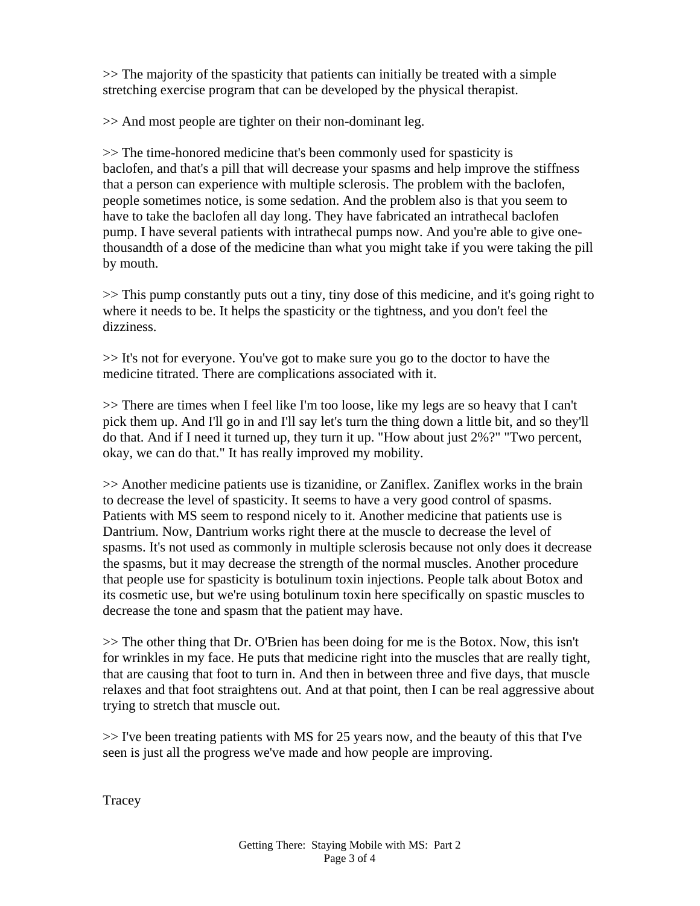>> The majority of the spasticity that patients can initially be treated with a simple stretching exercise program that can be developed by the physical therapist.

>> And most people are tighter on their non-dominant leg.

>> The time-honored medicine that's been commonly used for spasticity is baclofen, and that's a pill that will decrease your spasms and help improve the stiffness that a person can experience with multiple sclerosis. The problem with the baclofen, people sometimes notice, is some sedation. And the problem also is that you seem to have to take the baclofen all day long. They have fabricated an intrathecal baclofen pump. I have several patients with intrathecal pumps now. And you're able to give one-thousandth of a dose of the medicine than what you might take if you were taking the pill by mouth.

>> This pump constantly puts out a tiny, tiny dose of this medicine, and it's going right to where it needs to be. It helps the spasticity or the tightness, and you don't feel the dizziness.

>> It's not for everyone. You've got to make sure you go to the doctor to have the medicine titrated. There are complications associated with it.

>> There are times when I feel like I'm too loose, like my legs are so heavy that I can't pick them up. And I'll go in and I'll say let's turn the thing down a little bit, and so they'll do that. And if I need it turned up, they turn it up. "How about just 2%?" "Two percent, okay, we can do that." It has really improved my mobility.

>> Another medicine patients use is tizanidine, or Zaniflex. Zaniflex works in the brain to decrease the level of spasticity. It seems to have a very good control of spasms. Patients with MS seem to respond nicely to it. Another medicine that patients use is Dantrium. Now, Dantrium works right there at the muscle to decrease the level of spasms. It's not used as commonly in multiple sclerosis because not only does it decrease the spasms, but it may decrease the strength of the normal muscles. Another procedure that people use for spasticity is botulinum toxin injections. People talk about Botox and its cosmetic use, but we're using botulinum toxin here specifically on spastic muscles to decrease the tone and spasm that the patient may have.

>> The other thing that Dr. O'Brien has been doing for me is the Botox. Now, this isn't for wrinkles in my face. He puts that medicine right into the muscles that are really tight, that are causing that foot to turn in. And then in between three and five days, that muscle relaxes and that foot straightens out. And at that point, then I can be real aggressive about trying to stretch that muscle out.

>> I've been treating patients with MS for 25 years now, and the beauty of this that I've seen is just all the progress we've made and how people are improving.

Tracey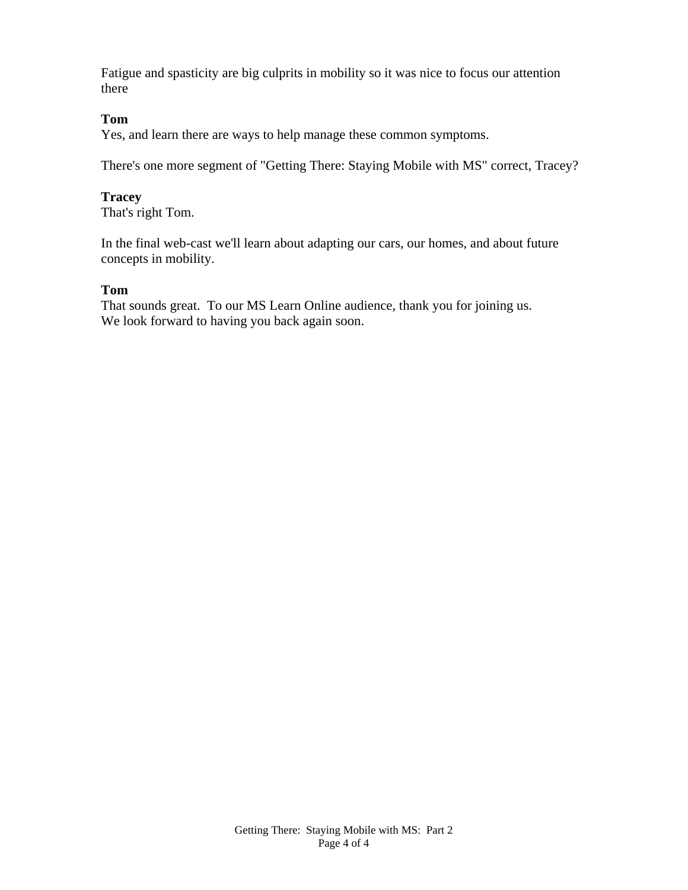Fatigue and spasticity are big culprits in mobility so it was nice to focus our attention there

**Tom**
Yes, and learn there are ways to help manage these common symptoms.

There's one more segment of "Getting There: Staying Mobile with MS" correct, Tracey?

**Tracey**
That's right Tom.

In the final web-cast we'll learn about adapting our cars, our homes, and about future concepts in mobility.

**Tom**
That sounds great. To our MS Learn Online audience, thank you for joining us. We look forward to having you back again soon.